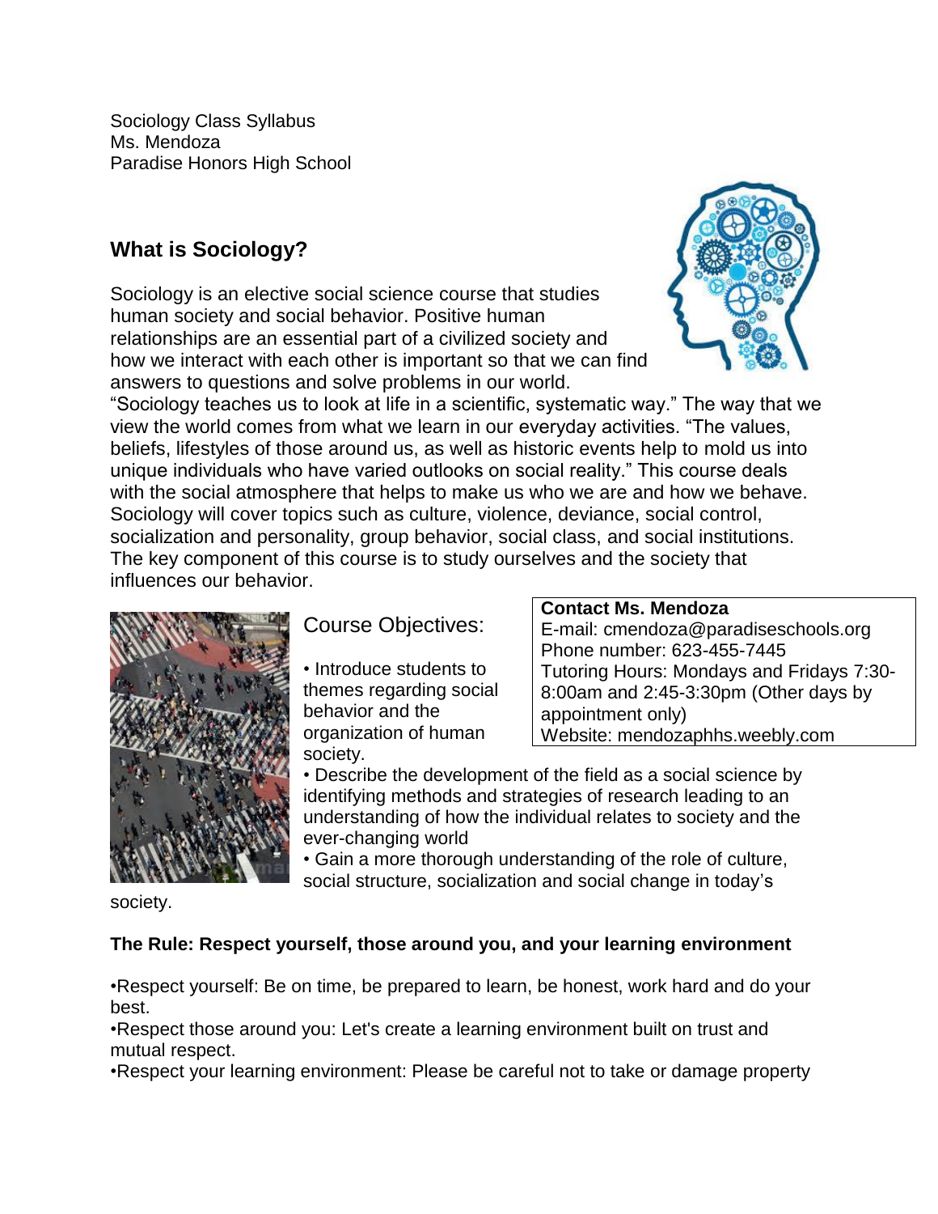Sociology Class Syllabus
Ms. Mendoza
Paradise Honors High School

## What is Sociology?

Sociology is an elective social science course that studies human society and social behavior. Positive human relationships are an essential part of a civilized society and how we interact with each other is important so that we can find answers to questions and solve problems in our world. "Sociology teaches us to look at life in a scientific, systematic way." The way that we view the world comes from what we learn in our everyday activities. "The values, beliefs, lifestyles of those around us, as well as historic events help to mold us into unique individuals who have varied outlooks on social reality." This course deals with the social atmosphere that helps to make us who we are and how we behave. Sociology will cover topics such as culture, violence, deviance, social control, socialization and personality, group behavior, social class, and social institutions. The key component of this course is to study ourselves and the society that influences our behavior.

**Contact Ms. Mendoza**
E-mail: cmendoza@paradiseschools.org
Phone number: 623-455-7445
Tutoring Hours: Mondays and Fridays 7:30-8:00am and 2:45-3:30pm (Other days by appointment only)
Website: mendozaphhs.weebly.com

### Course Objectives:

- Introduce students to themes regarding social behavior and the organization of human society.
- Describe the development of the field as a social science by identifying methods and strategies of research leading to an understanding of how the individual relates to society and the ever-changing world
- Gain a more thorough understanding of the role of culture, social structure, socialization and social change in today's society.

**The Rule: Respect yourself, those around you, and your learning environment**

- Respect yourself: Be on time, be prepared to learn, be honest, work hard and do your best.
- Respect those around you: Let's create a learning environment built on trust and mutual respect.
- Respect your learning environment: Please be careful not to take or damage property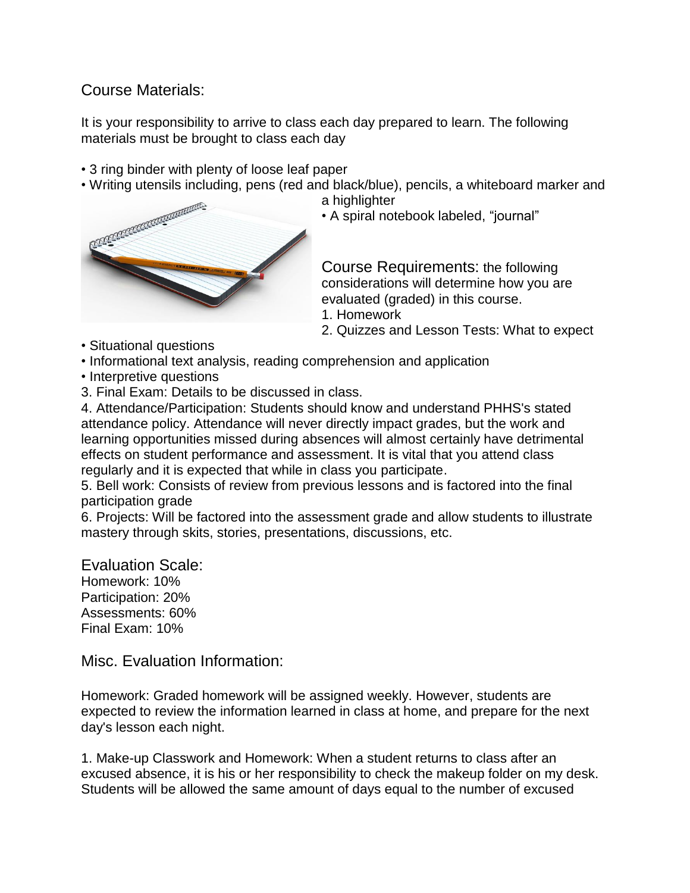## Course Materials:

It is your responsibility to arrive to class each day prepared to learn. The following materials must be brought to class each day

- 3 ring binder with plenty of loose leaf paper
- Writing utensils including, pens (red and black/blue), pencils, a whiteboard marker and a highlighter
- A spiral notebook labeled, "journal"

## Course Requirements: 

the following considerations will determine how you are evaluated (graded) in this course.

1. Homework
2. Quizzes and Lesson Tests: What to expect
   - Situational questions
   - Informational text analysis, reading comprehension and application
   - Interpretive questions
3. Final Exam: Details to be discussed in class.
4. Attendance/Participation: Students should know and understand PHHS's stated attendance policy. Attendance will never directly impact grades, but the work and learning opportunities missed during absences will almost certainly have detrimental effects on student performance and assessment. It is vital that you attend class regularly and it is expected that while in class you participate.
5. Bell work: Consists of review from previous lessons and is factored into the final participation grade
6. Projects: Will be factored into the assessment grade and allow students to illustrate mastery through skits, stories, presentations, discussions, etc.

## Evaluation Scale:

Homework: 10%
Participation: 20%
Assessments: 60%
Final Exam: 10%

## Misc. Evaluation Information:

Homework: Graded homework will be assigned weekly. However, students are expected to review the information learned in class at home, and prepare for the next day's lesson each night.

1. Make-up Classwork and Homework: When a student returns to class after an excused absence, it is his or her responsibility to check the makeup folder on my desk. Students will be allowed the same amount of days equal to the number of excused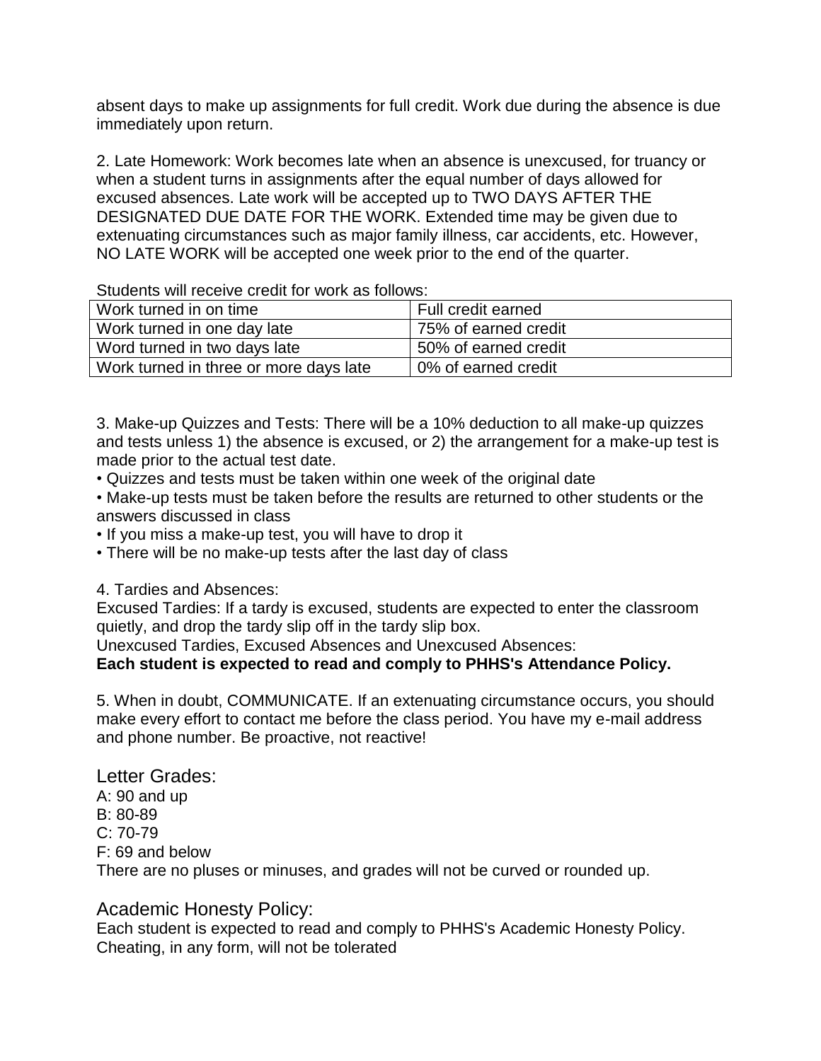absent days to make up assignments for full credit. Work due during the absence is due immediately upon return.

2. Late Homework: Work becomes late when an absence is unexcused, for truancy or when a student turns in assignments after the equal number of days allowed for excused absences. Late work will be accepted up to TWO DAYS AFTER THE DESIGNATED DUE DATE FOR THE WORK. Extended time may be given due to extenuating circumstances such as major family illness, car accidents, etc. However, NO LATE WORK will be accepted one week prior to the end of the quarter.

Students will receive credit for work as follows:

| | |
|---|---|
| Work turned in on time | Full credit earned |
| Work turned in one day late | 75% of earned credit |
| Word turned in two days late | 50% of earned credit |
| Work turned in three or more days late | 0% of earned credit |

3. Make-up Quizzes and Tests: There will be a 10% deduction to all make-up quizzes and tests unless 1) the absence is excused, or 2) the arrangement for a make-up test is made prior to the actual test date.

- Quizzes and tests must be taken within one week of the original date
- Make-up tests must be taken before the results are returned to other students or the answers discussed in class
- If you miss a make-up test, you will have to drop it
- There will be no make-up tests after the last day of class

4. Tardies and Absences:
Excused Tardies: If a tardy is excused, students are expected to enter the classroom quietly, and drop the tardy slip off in the tardy slip box.
Unexcused Tardies, Excused Absences and Unexcused Absences:
**Each student is expected to read and comply to PHHS's Attendance Policy.**

5. When in doubt, COMMUNICATE. If an extenuating circumstance occurs, you should make every effort to contact me before the class period. You have my e-mail address and phone number. Be proactive, not reactive!

## Letter Grades:

A: 90 and up
B: 80-89
C: 70-79
F: 69 and below
There are no pluses or minuses, and grades will not be curved or rounded up.

## Academic Honesty Policy:

Each student is expected to read and comply to PHHS's Academic Honesty Policy. Cheating, in any form, will not be tolerated